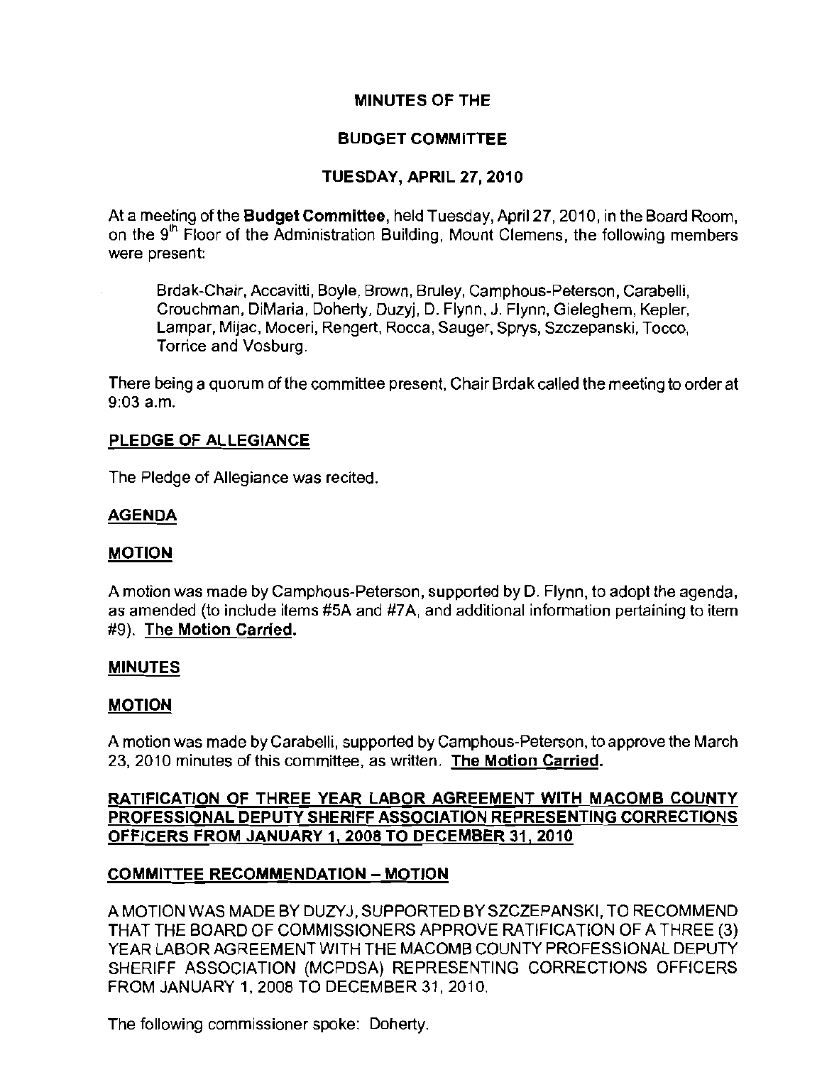**MINUTES OF THE**

**BUDGET COMMITTEE**

**TUESDAY, APRIL 27, 2010**

At a meeting of the **Budget Committee**, held Tuesday, April 27, 2010, in the Board Room, on the 9th Floor of the Administration Building, Mount Clemens, the following members were present:

> Brdak-Chair, Accavitti, Boyle, Brown, Bruley, Camphous-Peterson, Carabelli, Crouchman, DiMaria, Doherty, Duzyj, D. Flynn, J. Flynn, Gieleghem, Kepler, Lampar, Mijac, Moceri, Rengert, Rocca, Sauger, Sprys, Szczepanski, Tocco, Torrice and Vosburg.

There being a quorum of the committee present, Chair Brdak called the meeting to order at 9:03 a.m.

**PLEDGE OF ALLEGIANCE**

The Pledge of Allegiance was recited.

**AGENDA**

**MOTION**

A motion was made by Camphous-Peterson, supported by D. Flynn, to adopt the agenda, as amended (to include items #5A and #7A, and additional information pertaining to item #9). **The Motion Carried.**

**MINUTES**

**MOTION**

A motion was made by Carabelli, supported by Camphous-Peterson, to approve the March 23, 2010 minutes of this committee, as written. **The Motion Carried.**

**RATIFICATION OF THREE YEAR LABOR AGREEMENT WITH MACOMB COUNTY PROFESSIONAL DEPUTY SHERIFF ASSOCIATION REPRESENTING CORRECTIONS OFFICERS FROM JANUARY 1, 2008 TO DECEMBER 31, 2010**

**COMMITTEE RECOMMENDATION – MOTION**

A MOTION WAS MADE BY DUZYJ, SUPPORTED BY SZCZEPANSKI, TO RECOMMEND THAT THE BOARD OF COMMISSIONERS APPROVE RATIFICATION OF A THREE (3) YEAR LABOR AGREEMENT WITH THE MACOMB COUNTY PROFESSIONAL DEPUTY SHERIFF ASSOCIATION (MCPDSA) REPRESENTING CORRECTIONS OFFICERS FROM JANUARY 1, 2008 TO DECEMBER 31, 2010.

The following commissioner spoke: Doherty.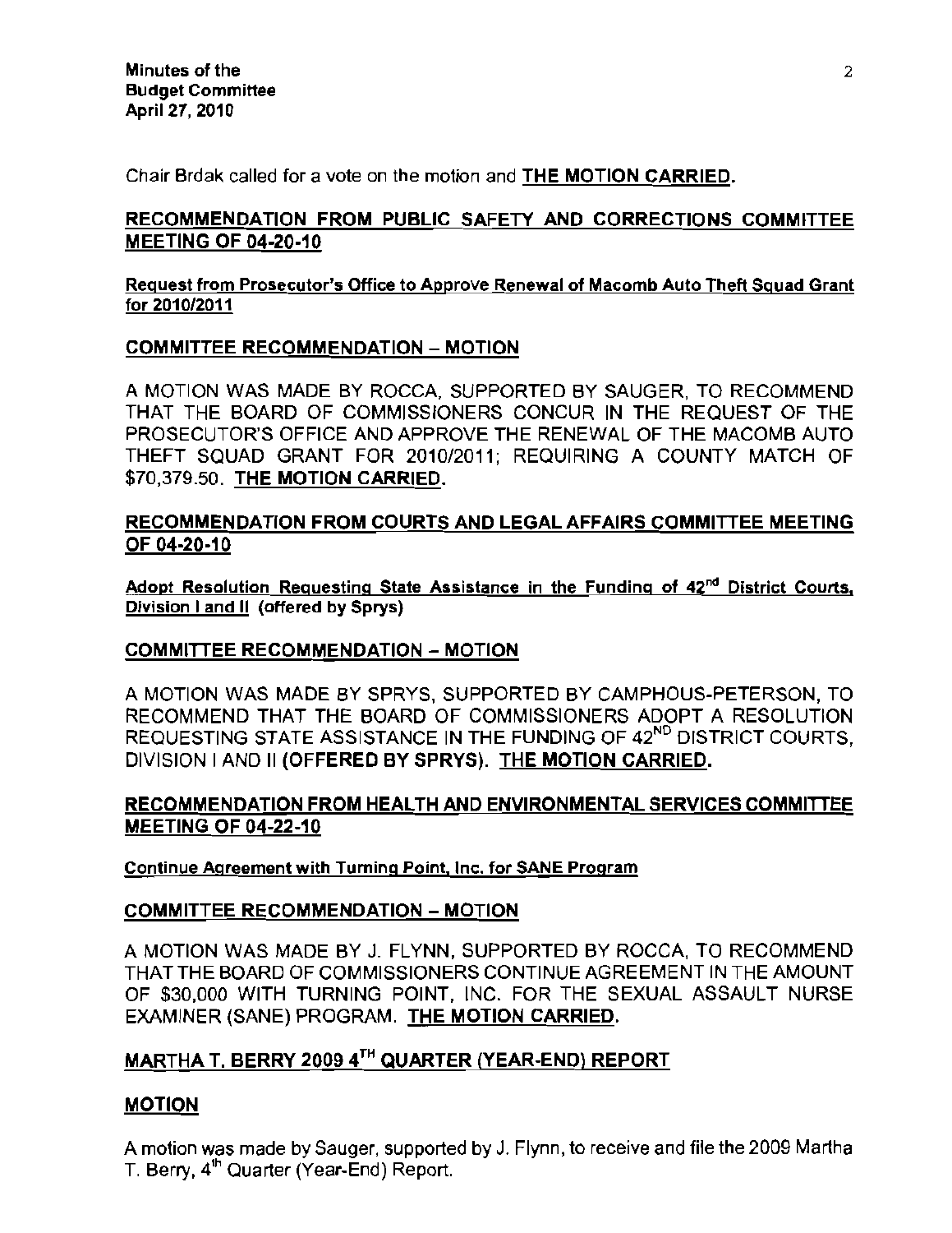Chair Brdak called for a vote on the motion and **THE MOTION CARRIED.**

## RECOMMENDATION FROM PUBLIC SAFETY AND CORRECTIONS COMMITTEE MEETING OF 04-20-10

**Request from Prosecutor's Office to Approve Renewal of Macomb Auto Theft Squad Grant for 2010/2011**

**COMMITTEE RECOMMENDATION – MOTION**

A MOTION WAS MADE BY ROCCA, SUPPORTED BY SAUGER, TO RECOMMEND THAT THE BOARD OF COMMISSIONERS CONCUR IN THE REQUEST OF THE PROSECUTOR'S OFFICE AND APPROVE THE RENEWAL OF THE MACOMB AUTO THEFT SQUAD GRANT FOR 2010/2011; REQUIRING A COUNTY MATCH OF $70,379.50. **THE MOTION CARRIED.**

## RECOMMENDATION FROM COURTS AND LEGAL AFFAIRS COMMITTEE MEETING OF 04-20-10

**Adopt Resolution Requesting State Assistance in the Funding of 42nd District Courts, Division I and II (offered by Sprys)**

**COMMITTEE RECOMMENDATION – MOTION**

A MOTION WAS MADE BY SPRYS, SUPPORTED BY CAMPHOUS-PETERSON, TO RECOMMEND THAT THE BOARD OF COMMISSIONERS ADOPT A RESOLUTION REQUESTING STATE ASSISTANCE IN THE FUNDING OF 42ND DISTRICT COURTS, DIVISION I AND II **(OFFERED BY SPRYS). THE MOTION CARRIED.**

## RECOMMENDATION FROM HEALTH AND ENVIRONMENTAL SERVICES COMMITTEE MEETING OF 04-22-10

**Continue Agreement with Turning Point, Inc. for SANE Program**

**COMMITTEE RECOMMENDATION – MOTION**

A MOTION WAS MADE BY J. FLYNN, SUPPORTED BY ROCCA, TO RECOMMEND THAT THE BOARD OF COMMISSIONERS CONTINUE AGREEMENT IN THE AMOUNT OF $30,000 WITH TURNING POINT, INC. FOR THE SEXUAL ASSAULT NURSE EXAMINER (SANE) PROGRAM. **THE MOTION CARRIED.**

## MARTHA T. BERRY 2009 4TH QUARTER (YEAR-END) REPORT

**MOTION**

A motion was made by Sauger, supported by J. Flynn, to receive and file the 2009 Martha T. Berry, 4th Quarter (Year-End) Report.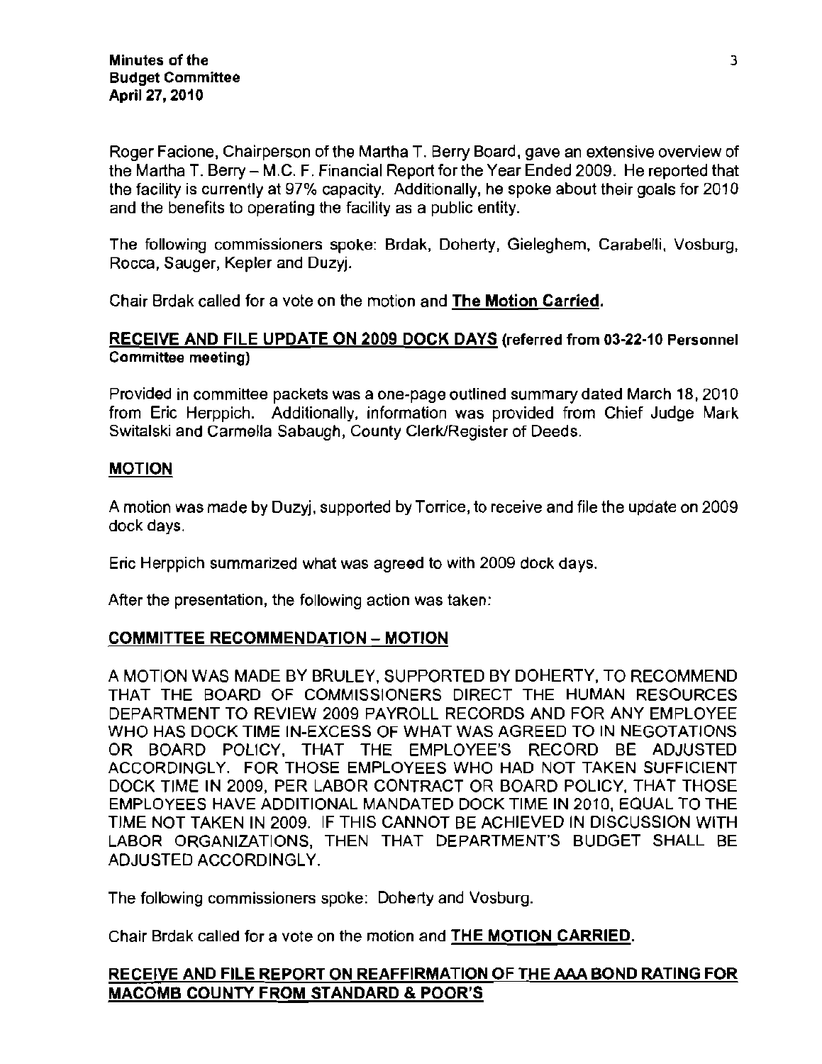Roger Facione, Chairperson of the Martha T. Berry Board, gave an extensive overview of the Martha T. Berry – M.C. F. Financial Report for the Year Ended 2009. He reported that the facility is currently at 97% capacity. Additionally, he spoke about their goals for 2010 and the benefits to operating the facility as a public entity.

The following commissioners spoke: Brdak, Doherty, Gieleghem, Carabelli, Vosburg, Rocca, Sauger, Kepler and Duzyj.

Chair Brdak called for a vote on the motion and **The Motion Carried.**

## RECEIVE AND FILE UPDATE ON 2009 DOCK DAYS (referred from 03-22-10 Personnel Committee meeting)

Provided in committee packets was a one-page outlined summary dated March 18, 2010 from Eric Herppich. Additionally, information was provided from Chief Judge Mark Switalski and Carmella Sabaugh, County Clerk/Register of Deeds.

### MOTION

A motion was made by Duzyj, supported by Torrice, to receive and file the update on 2009 dock days.

Eric Herppich summarized what was agreed to with 2009 dock days.

After the presentation, the following action was taken:

### COMMITTEE RECOMMENDATION – MOTION

A MOTION WAS MADE BY BRULEY, SUPPORTED BY DOHERTY, TO RECOMMEND THAT THE BOARD OF COMMISSIONERS DIRECT THE HUMAN RESOURCES DEPARTMENT TO REVIEW 2009 PAYROLL RECORDS AND FOR ANY EMPLOYEE WHO HAS DOCK TIME IN-EXCESS OF WHAT WAS AGREED TO IN NEGOTATIONS OR BOARD POLICY, THAT THE EMPLOYEE'S RECORD BE ADJUSTED ACCORDINGLY. FOR THOSE EMPLOYEES WHO HAD NOT TAKEN SUFFICIENT DOCK TIME IN 2009, PER LABOR CONTRACT OR BOARD POLICY, THAT THOSE EMPLOYEES HAVE ADDITIONAL MANDATED DOCK TIME IN 2010, EQUAL TO THE TIME NOT TAKEN IN 2009. IF THIS CANNOT BE ACHIEVED IN DISCUSSION WITH LABOR ORGANIZATIONS, THEN THAT DEPARTMENT'S BUDGET SHALL BE ADJUSTED ACCORDINGLY.

The following commissioners spoke: Doherty and Vosburg.

Chair Brdak called for a vote on the motion and **THE MOTION CARRIED.**

## RECEIVE AND FILE REPORT ON REAFFIRMATION OF THE AAA BOND RATING FOR MACOMB COUNTY FROM STANDARD & POOR'S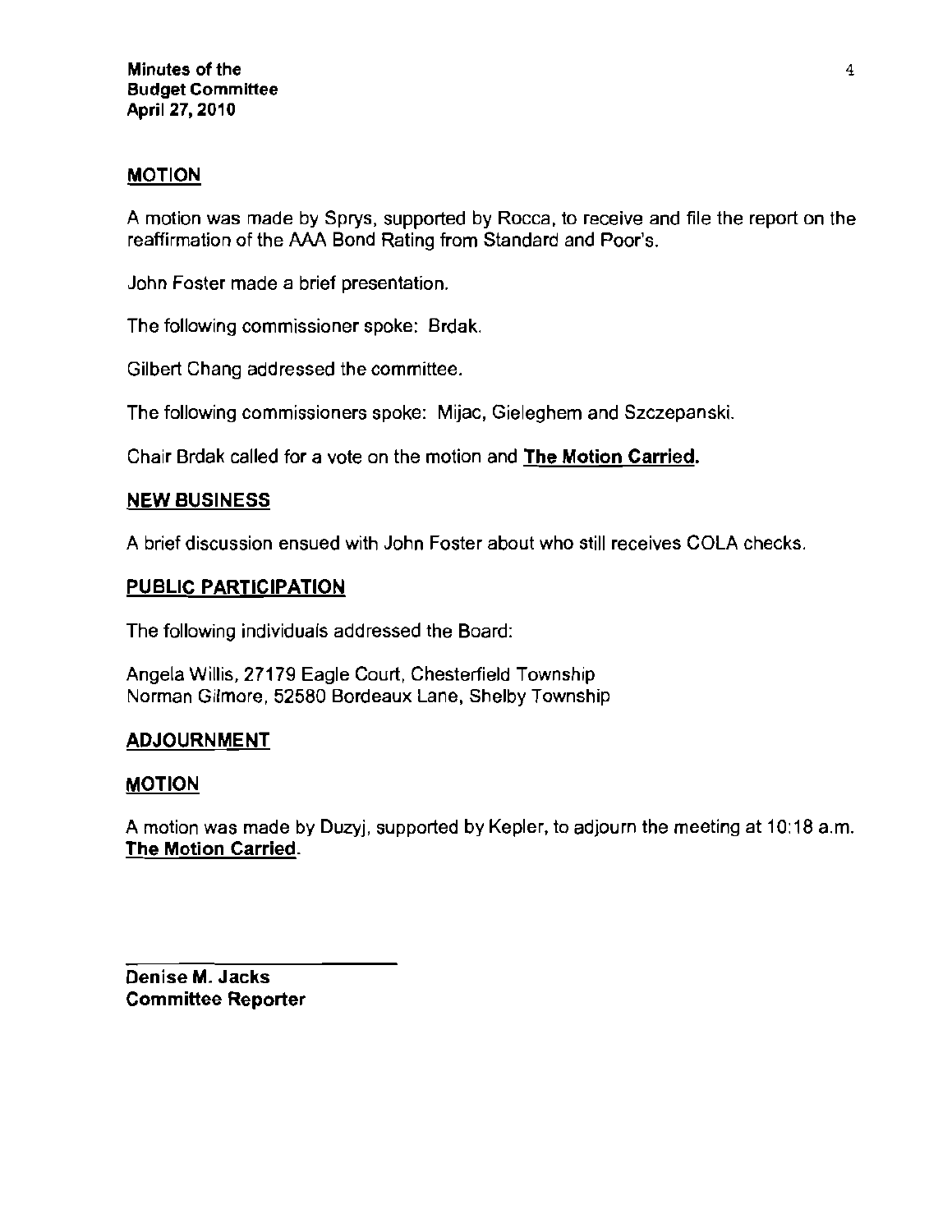## MOTION

A motion was made by Sprys, supported by Rocca, to receive and file the report on the reaffirmation of the AAA Bond Rating from Standard and Poor's.

John Foster made a brief presentation.

The following commissioner spoke: Brdak.

Gilbert Chang addressed the committee.

The following commissioners spoke: Mijac, Gieleghem and Szczepanski.

Chair Brdak called for a vote on the motion and **The Motion Carried.**

## NEW BUSINESS

A brief discussion ensued with John Foster about who still receives COLA checks.

## PUBLIC PARTICIPATION

The following individuals addressed the Board:

Angela Willis, 27179 Eagle Court, Chesterfield Township
Norman Gilmore, 52580 Bordeaux Lane, Shelby Township

## ADJOURNMENT

## MOTION

A motion was made by Duzyj, supported by Kepler, to adjourn the meeting at 10:18 a.m. **The Motion Carried.**

______________________

**Denise M. Jacks**
**Committee Reporter**